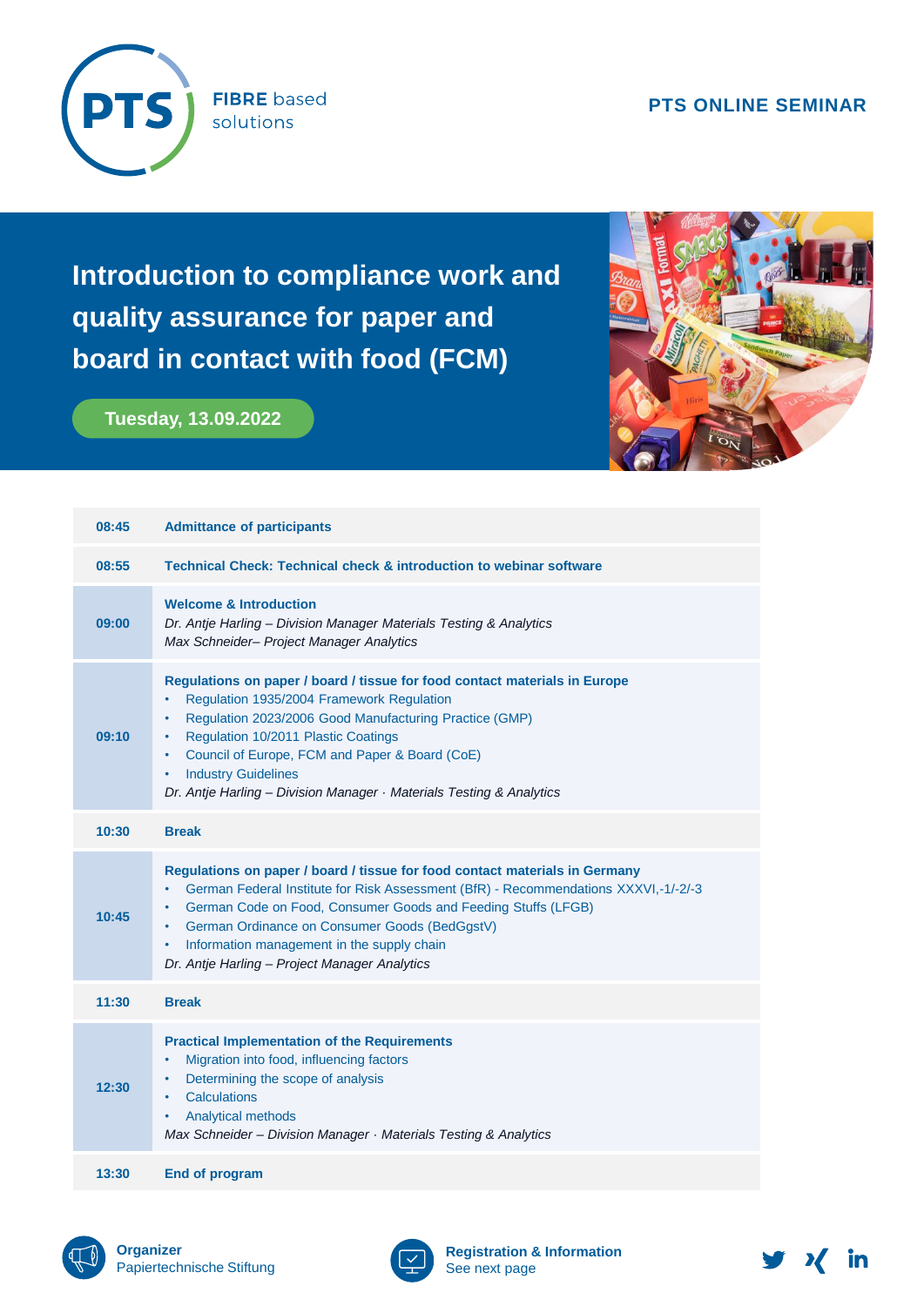PTS FIBRE based solutions

PTS ONLINE SEMINAR

# Introduction to compliance work and quality assurance for paper and board in contact with food (FCM)

**Tuesday, 13.09.2022**

| Time | Program |
|---|---|
| 08:45 | **Admittance of participants** |
| 08:55 | **Technical Check: Technical check & introduction to webinar software** |
| 09:00 | **Welcome & Introduction**<br>*Dr. Antje Harling – Division Manager Materials Testing & Analytics*<br>*Max Schneider– Project Manager Analytics* |
| 09:10 | **Regulations on paper / board / tissue for food contact materials in Europe**<br>• Regulation 1935/2004 Framework Regulation<br>• Regulation 2023/2006 Good Manufacturing Practice (GMP)<br>• Regulation 10/2011 Plastic Coatings<br>• Council of Europe, FCM and Paper & Board (CoE)<br>• Industry Guidelines<br>*Dr. Antje Harling – Division Manager · Materials Testing & Analytics* |
| 10:30 | **Break** |
| 10:45 | **Regulations on paper / board / tissue for food contact materials in Germany**<br>• German Federal Institute for Risk Assessment (BfR) - Recommendations XXXVI,-1/-2/-3<br>• German Code on Food, Consumer Goods and Feeding Stuffs (LFGB)<br>• German Ordinance on Consumer Goods (BedGgstV)<br>• Information management in the supply chain<br>*Dr. Antje Harling – Project Manager Analytics* |
| 11:30 | **Break** |
| 12:30 | **Practical Implementation of the Requirements**<br>• Migration into food, influencing factors<br>• Determining the scope of analysis<br>• Calculations<br>• Analytical methods<br>*Max Schneider – Division Manager · Materials Testing & Analytics* |
| 13:30 | **End of program** |

**Organizer**
Papiertechnische Stiftung

**Registration & Information**
See next page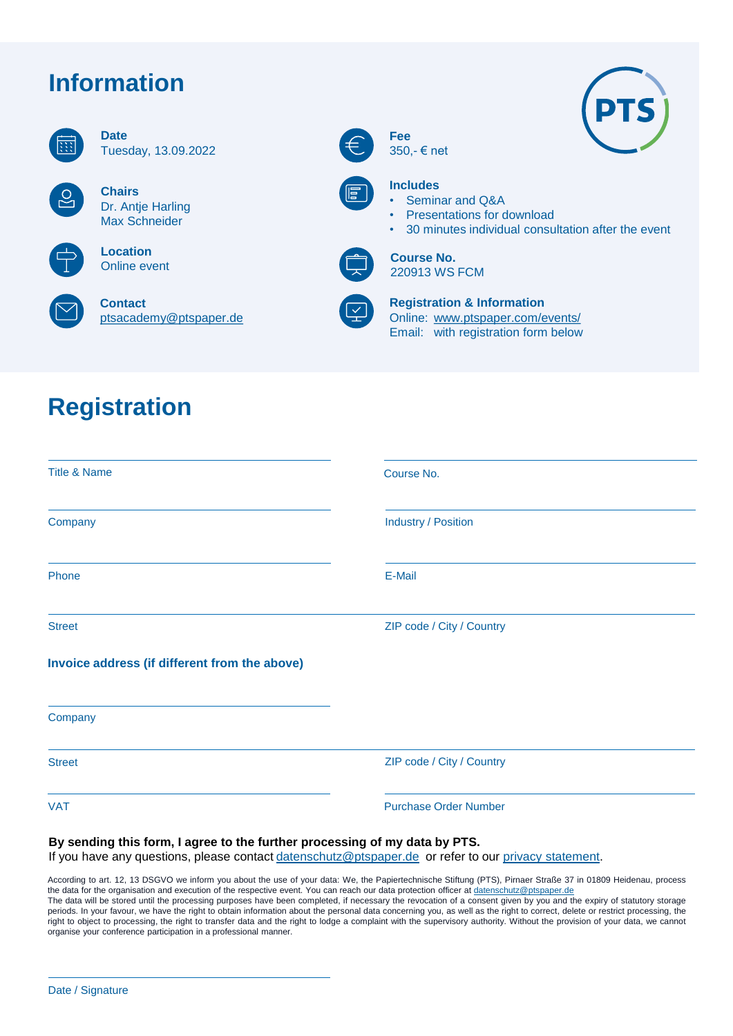# Information

**Date**
Tuesday, 13.09.2022

**Chairs**
Dr. Antje Harling
Max Schneider

**Location**
Online event

**Contact**
ptsacademy@ptspaper.de

**Fee**
350,- € net

**Includes**
- Seminar and Q&A
- Presentations for download
- 30 minutes individual consultation after the event

**Course No.**
220913 WS FCM

**Registration & Information**
Online: www.ptspaper.com/events/
Email: with registration form below

# Registration

Title & Name

Course No.

Company

Industry / Position

Phone

E-Mail

Street

ZIP code / City / Country

**Invoice address (if different from the above)**

Company

Street

ZIP code / City / Country

VAT

Purchase Order Number

**By sending this form, I agree to the further processing of my data by PTS.**
If you have any questions, please contact datenschutz@ptspaper.de or refer to our privacy statement.

According to art. 12, 13 DSGVO we inform you about the use of your data: We, the Papiertechnische Stiftung (PTS), Pirnaer Straße 37 in 01809 Heidenau, process the data for the organisation and execution of the respective event. You can reach our data protection officer at datenschutz@ptspaper.de
The data will be stored until the processing purposes have been completed, if necessary the revocation of a consent given by you and the expiry of statutory storage periods. In your favour, we have the right to obtain information about the personal data concerning you, as well as the right to correct, delete or restrict processing, the right to object to processing, the right to transfer data and the right to lodge a complaint with the supervisory authority. Without the provision of your data, we cannot organise your conference participation in a professional manner.

Date / Signature